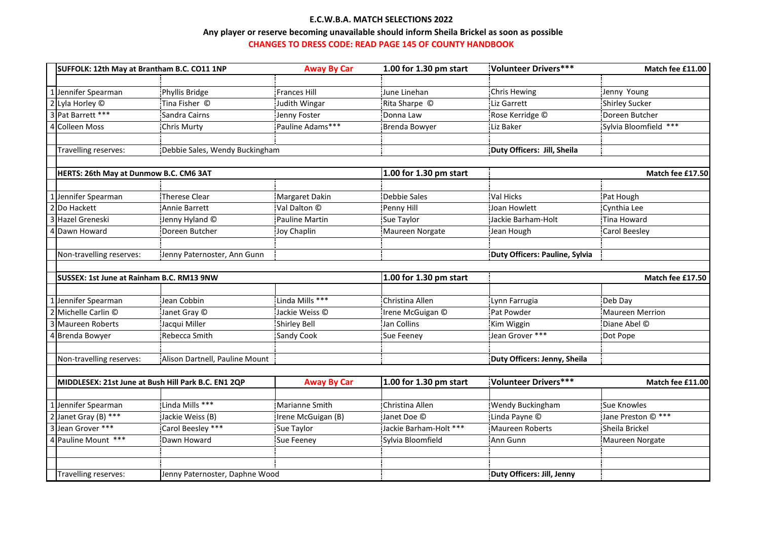**E.C.W.B.A. MATCH SELECTIONS 2022**

**Any player or reserve becoming unavailable should inform Sheila Brickel as soon as possible**

**CHANGES TO DRESS CODE: READ PAGE 145 OF COUNTY HANDBOOK**

| | **SUFFOLK: 12th May at Brantham B.C. CO11 1NP** | | **Away By Car** | **1.00 for 1.30 pm start** | **Volunteer Drivers*** ** | **Match fee £11.00** |
|---|---|---|---|---|---|---|
| 1 | Jennifer Spearman | Phyllis Bridge | Frances Hill | June Linehan | Chris Hewing | Jenny Young |
| 2 | Lyla Horley © | Tina Fisher © | Judith Wingar | Rita Sharpe © | Liz Garrett | Shirley Sucker |
| 3 | Pat Barrett *** | Sandra Cairns | Jenny Foster | Donna Law | Rose Kerridge © | Doreen Butcher |
| 4 | Colleen Moss | Chris Murty | Pauline Adams*** | Brenda Bowyer | Liz Baker | Sylvia Bloomfield *** |
| | Travelling reserves: | Debbie Sales, Wendy Buckingham | | | **Duty Officers: Jill, Sheila** | |
| | **HERTS: 26th May at Dunmow B.C. CM6 3AT** | | | **1.00 for 1.30 pm start** | | **Match fee £17.50** |
| 1 | Jennifer Spearman | Therese Clear | Margaret Dakin | Debbie Sales | Val Hicks | Pat Hough |
| 2 | Do Hackett | Annie Barrett | Val Dalton © | Penny Hill | Joan Howlett | Cynthia Lee |
| 3 | Hazel Greneski | Jenny Hyland © | Pauline Martin | Sue Taylor | Jackie Barham-Holt | Tina Howard |
| 4 | Dawn Howard | Doreen Butcher | Joy Chaplin | Maureen Norgate | Jean Hough | Carol Beesley |
| | Non-travelling reserves: | Jenny Paternoster, Ann Gunn | | | **Duty Officers: Pauline, Sylvia** | |
| | **SUSSEX: 1st June at Rainham B.C. RM13 9NW** | | | **1.00 for 1.30 pm start** | | **Match fee £17.50** |
| 1 | Jennifer Spearman | Jean Cobbin | Linda Mills *** | Christina Allen | Lynn Farrugia | Deb Day |
| 2 | Michelle Carlin © | Janet Gray © | Jackie Weiss © | Irene McGuigan © | Pat Powder | Maureen Merrion |
| 3 | Maureen Roberts | Jacqui Miller | Shirley Bell | Jan Collins | Kim Wiggin | Diane Abel © |
| 4 | Brenda Bowyer | Rebecca Smith | Sandy Cook | Sue Feeney | Jean Grover *** | Dot Pope |
| | Non-travelling reserves: | Alison Dartnell, Pauline Mount | | | **Duty Officers: Jenny, Sheila** | |
| | **MIDDLESEX: 21st June at Bush Hill Park B.C. EN1 2QP** | | **Away By Car** | **1.00 for 1.30 pm start** | **Volunteer Drivers*** ** | **Match fee £11.00** |
| 1 | Jennifer Spearman | Linda Mills *** | Marianne Smith | Christina Allen | Wendy Buckingham | Sue Knowles |
| 2 | Janet Gray (B) *** | Jackie Weiss (B) | Irene McGuigan (B) | Janet Doe © | Linda Payne © | Jane Preston © *** |
| 3 | Jean Grover *** | Carol Beesley *** | Sue Taylor | Jackie Barham-Holt *** | Maureen Roberts | Sheila Brickel |
| 4 | Pauline Mount *** | Dawn Howard | Sue Feeney | Sylvia Bloomfield | Ann Gunn | Maureen Norgate |
| | Travelling reserves: | Jenny Paternoster, Daphne Wood | | | **Duty Officers: Jill, Jenny** | |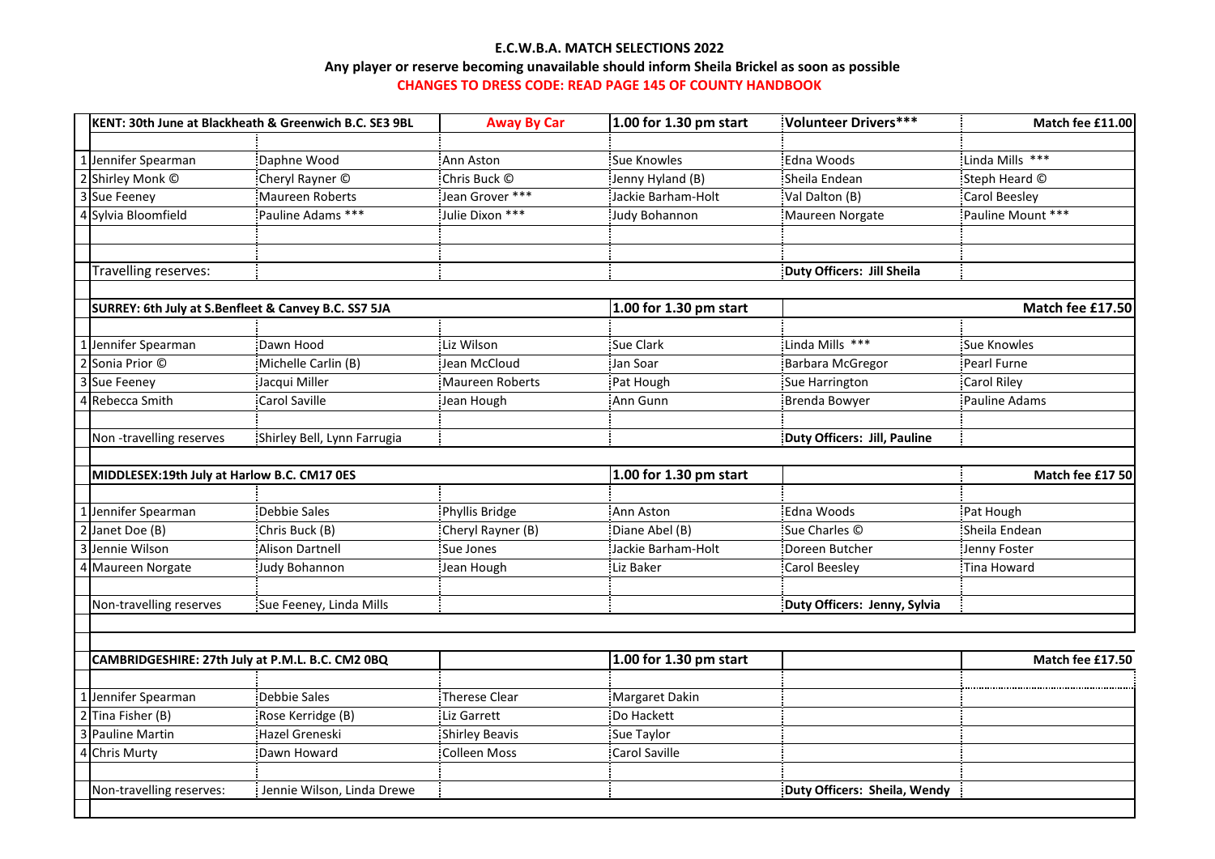**E.C.W.B.A. MATCH SELECTIONS 2022**

**Any player or reserve becoming unavailable should inform Sheila Brickel as soon as possible**

**CHANGES TO DRESS CODE: READ PAGE 145 OF COUNTY HANDBOOK**

| | **KENT: 30th June at Blackheath & Greenwich B.C. SE3 9BL** | | **Away By Car** | **1.00 for 1.30 pm start** | **Volunteer Drivers***** | **Match fee £11.00** |
|---|---|---|---|---|---|---|
| 1 | Jennifer Spearman | Daphne Wood | Ann Aston | Sue Knowles | Edna Woods | Linda Mills *** |
| 2 | Shirley Monk © | Cheryl Rayner © | Chris Buck © | Jenny Hyland (B) | Sheila Endean | Steph Heard © |
| 3 | Sue Feeney | Maureen Roberts | Jean Grover *** | Jackie Barham-Holt | Val Dalton (B) | Carol Beesley |
| 4 | Sylvia Bloomfield | Pauline Adams *** | Julie Dixon *** | Judy Bohannon | Maureen Norgate | Pauline Mount *** |
| | Travelling reserves: | | | | **Duty Officers: Jill Sheila** | |

| | **SURREY: 6th July at S.Benfleet & Canvey B.C. SS7 5JA** | | | **1.00 for 1.30 pm start** | | **Match fee £17.50** |
|---|---|---|---|---|---|---|
| 1 | Jennifer Spearman | Dawn Hood | Liz Wilson | Sue Clark | Linda Mills *** | Sue Knowles |
| 2 | Sonia Prior © | Michelle Carlin (B) | Jean McCloud | Jan Soar | Barbara McGregor | Pearl Furne |
| 3 | Sue Feeney | Jacqui Miller | Maureen Roberts | Pat Hough | Sue Harrington | Carol Riley |
| 4 | Rebecca Smith | Carol Saville | Jean Hough | Ann Gunn | Brenda Bowyer | Pauline Adams |
| | Non -travelling reserves | Shirley Bell, Lynn Farrugia | | | **Duty Officers: Jill, Pauline** | |

| | **MIDDLESEX:19th July at Harlow B.C. CM17 0ES** | | | **1.00 for 1.30 pm start** | | **Match fee £17 50** |
|---|---|---|---|---|---|---|
| 1 | Jennifer Spearman | Debbie Sales | Phyllis Bridge | Ann Aston | Edna Woods | Pat Hough |
| 2 | Janet Doe (B) | Chris Buck (B) | Cheryl Rayner (B) | Diane Abel (B) | Sue Charles © | Sheila Endean |
| 3 | Jennie Wilson | Alison Dartnell | Sue Jones | Jackie Barham-Holt | Doreen Butcher | Jenny Foster |
| 4 | Maureen Norgate | Judy Bohannon | Jean Hough | Liz Baker | Carol Beesley | Tina Howard |
| | Non-travelling reserves | Sue Feeney, Linda Mills | | | **Duty Officers: Jenny, Sylvia** | |

| | **CAMBRIDGESHIRE: 27th July at P.M.L. B.C. CM2 0BQ** | | | **1.00 for 1.30 pm start** | | **Match fee £17.50** |
|---|---|---|---|---|---|---|
| 1 | Jennifer Spearman | Debbie Sales | Therese Clear | Margaret Dakin | | |
| 2 | Tina Fisher (B) | Rose Kerridge (B) | Liz Garrett | Do Hackett | | |
| 3 | Pauline Martin | Hazel Greneski | Shirley Beavis | Sue Taylor | | |
| 4 | Chris Murty | Dawn Howard | Colleen Moss | Carol Saville | | |
| | Non-travelling reserves: | Jennie Wilson, Linda Drewe | | | **Duty Officers: Sheila, Wendy** | |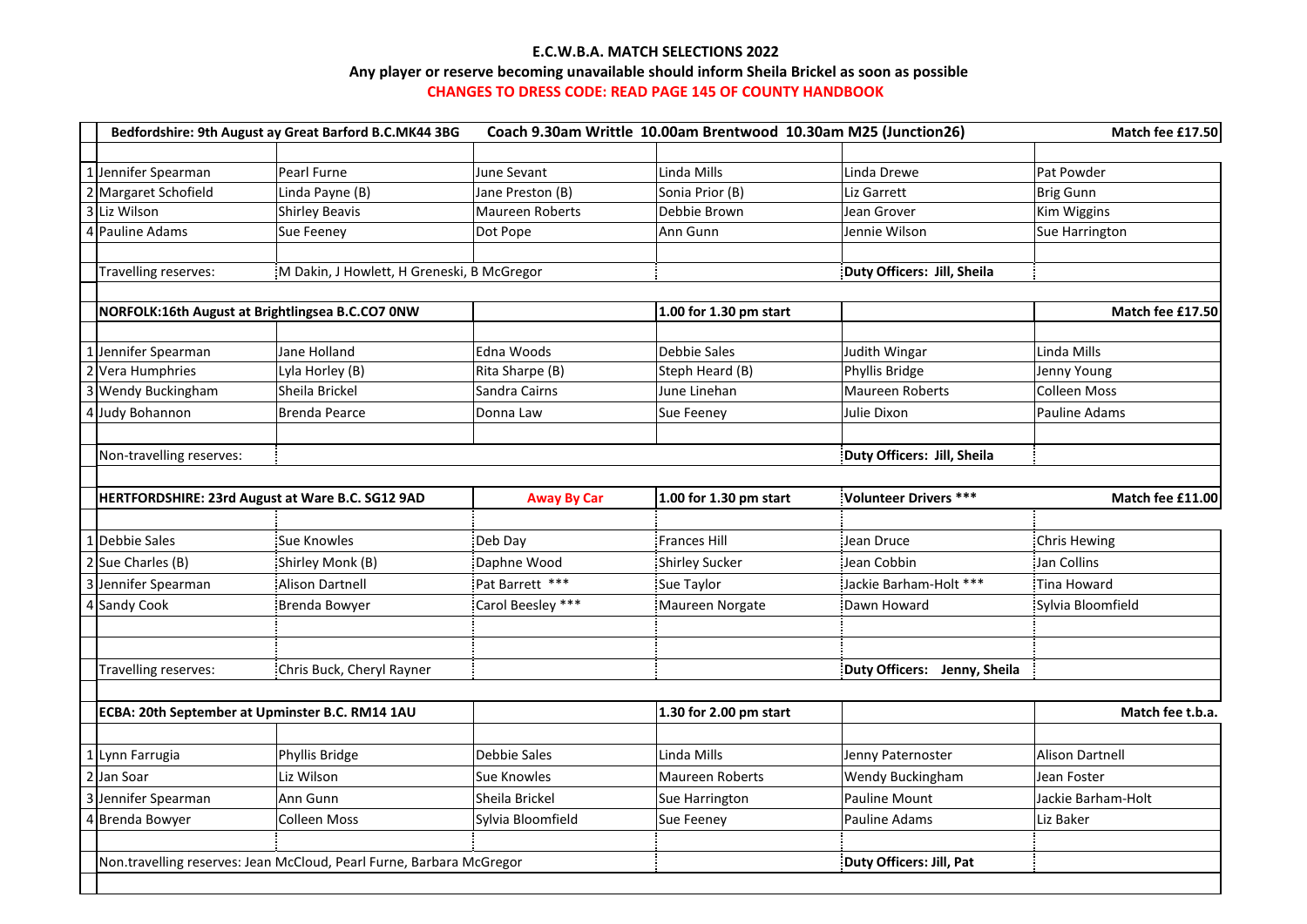**E.C.W.B.A. MATCH SELECTIONS 2022**

**Any player or reserve becoming unavailable should inform Sheila Brickel as soon as possible**

**CHANGES TO DRESS CODE: READ PAGE 145 OF COUNTY HANDBOOK**

| | | | | | | |
|---|---|---|---|---|---|---|
| | **Bedfordshire: 9th August ay Great Barford B.C.MK44 3BG** | | **Coach 9.30am Writtle 10.00am Brentwood 10.30am M25 (Junction26)** | | | **Match fee £17.50** |
| 1 | Jennifer Spearman | Pearl Furne | June Sevant | Linda Mills | Linda Drewe | Pat Powder |
| 2 | Margaret Schofield | Linda Payne (B) | Jane Preston (B) | Sonia Prior (B) | Liz Garrett | Brig Gunn |
| 3 | Liz Wilson | Shirley Beavis | Maureen Roberts | Debbie Brown | Jean Grover | Kim Wiggins |
| 4 | Pauline Adams | Sue Feeney | Dot Pope | Ann Gunn | Jennie Wilson | Sue Harrington |
| | Travelling reserves: | M Dakin, J Howlett, H Greneski, B McGregor | | | **Duty Officers: Jill, Sheila** | |
| | **NORFOLK:16th August at Brightlingsea B.C.CO7 0NW** | | | **1.00 for 1.30 pm start** | | **Match fee £17.50** |
| 1 | Jennifer Spearman | Jane Holland | Edna Woods | Debbie Sales | Judith Wingar | Linda Mills |
| 2 | Vera Humphries | Lyla Horley (B) | Rita Sharpe (B) | Steph Heard (B) | Phyllis Bridge | Jenny Young |
| 3 | Wendy Buckingham | Sheila Brickel | Sandra Cairns | June Linehan | Maureen Roberts | Colleen Moss |
| 4 | Judy Bohannon | Brenda Pearce | Donna Law | Sue Feeney | Julie Dixon | Pauline Adams |
| | Non-travelling reserves: | | | | **Duty Officers: Jill, Sheila** | |
| | **HERTFORDSHIRE: 23rd August at Ware B.C. SG12 9AD** | | **Away By Car** | **1.00 for 1.30 pm start** | **Volunteer Drivers *** ** | **Match fee £11.00** |
| 1 | Debbie Sales | Sue Knowles | Deb Day | Frances Hill | Jean Druce | Chris Hewing |
| 2 | Sue Charles (B) | Shirley Monk (B) | Daphne Wood | Shirley Sucker | Jean Cobbin | Jan Collins |
| 3 | Jennifer Spearman | Alison Dartnell | Pat Barrett *** | Sue Taylor | Jackie Barham-Holt *** | Tina Howard |
| 4 | Sandy Cook | Brenda Bowyer | Carol Beesley *** | Maureen Norgate | Dawn Howard | Sylvia Bloomfield |
| | Travelling reserves: | Chris Buck, Cheryl Rayner | | | **Duty Officers: Jenny, Sheila** | |
| | **ECBA: 20th September at Upminster B.C. RM14 1AU** | | | **1.30 for 2.00 pm start** | | **Match fee t.b.a.** |
| 1 | Lynn Farrugia | Phyllis Bridge | Debbie Sales | Linda Mills | Jenny Paternoster | Alison Dartnell |
| 2 | Jan Soar | Liz Wilson | Sue Knowles | Maureen Roberts | Wendy Buckingham | Jean Foster |
| 3 | Jennifer Spearman | Ann Gunn | Sheila Brickel | Sue Harrington | Pauline Mount | Jackie Barham-Holt |
| 4 | Brenda Bowyer | Colleen Moss | Sylvia Bloomfield | Sue Feeney | Pauline Adams | Liz Baker |
| | Non.travelling reserves: Jean McCloud, Pearl Furne, Barbara McGregor | | | | **Duty Officers: Jill, Pat** | |